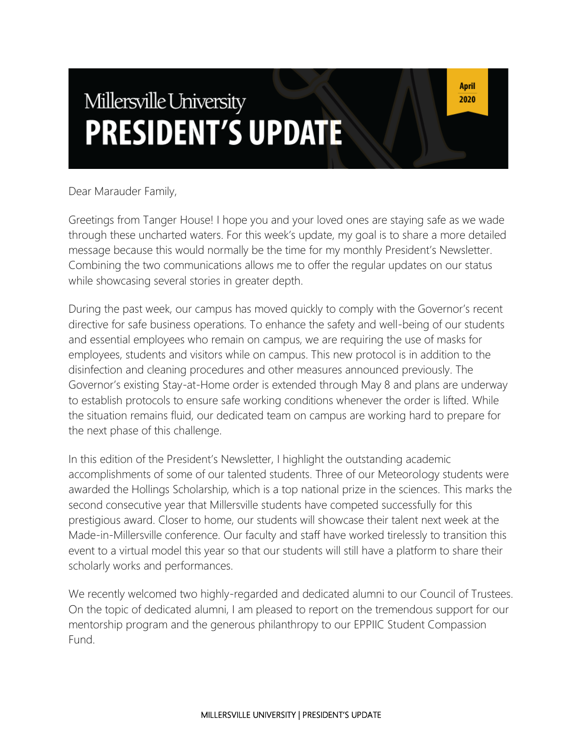# Millersville University PRESIDENT'S UPDATE

**April 2020**

Dear Marauder Family,

Greetings from Tanger House! I hope you and your loved ones are staying safe as we wade through these uncharted waters. For this week's update, my goal is to share a more detailed message because this would normally be the time for my monthly President's Newsletter. Combining the two communications allows me to offer the regular updates on our status while showcasing several stories in greater depth.

During the past week, our campus has moved quickly to comply with the Governor's recent directive for safe business operations. To enhance the safety and well-being of our students and essential employees who remain on campus, we are requiring the use of masks for employees, students and visitors while on campus. This new protocol is in addition to the disinfection and cleaning procedures and other measures announced previously. The Governor's existing Stay-at-Home order is extended through May 8 and plans are underway to establish protocols to ensure safe working conditions whenever the order is lifted. While the situation remains fluid, our dedicated team on campus are working hard to prepare for the next phase of this challenge.

In this edition of the President's Newsletter, I highlight the outstanding academic accomplishments of some of our talented students. Three of our Meteorology students were awarded the Hollings Scholarship, which is a top national prize in the sciences. This marks the second consecutive year that Millersville students have competed successfully for this prestigious award. Closer to home, our students will showcase their talent next week at the Made-in-Millersville conference. Our faculty and staff have worked tirelessly to transition this event to a virtual model this year so that our students will still have a platform to share their scholarly works and performances.

We recently welcomed two highly-regarded and dedicated alumni to our Council of Trustees. On the topic of dedicated alumni, I am pleased to report on the tremendous support for our mentorship program and the generous philanthropy to our EPPIIC Student Compassion Fund.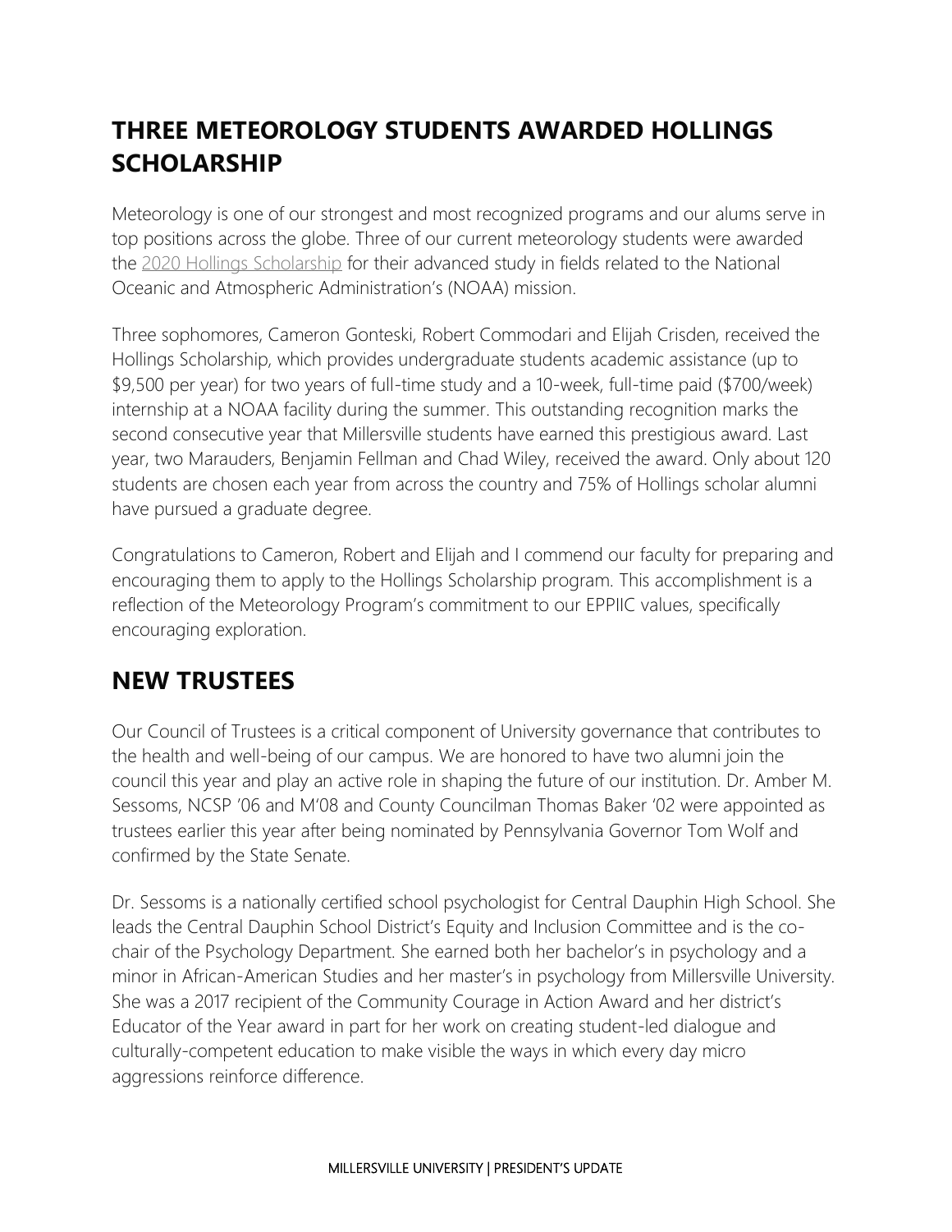## THREE METEOROLOGY STUDENTS AWARDED HOLLINGS SCHOLARSHIP

Meteorology is one of our strongest and most recognized programs and our alums serve in top positions across the globe. Three of our current meteorology students were awarded the 2020 Hollings Scholarship for their advanced study in fields related to the National Oceanic and Atmospheric Administration's (NOAA) mission.

Three sophomores, Cameron Gonteski, Robert Commodari and Elijah Crisden, received the Hollings Scholarship, which provides undergraduate students academic assistance (up to $9,500 per year) for two years of full-time study and a 10-week, full-time paid ($700/week) internship at a NOAA facility during the summer. This outstanding recognition marks the second consecutive year that Millersville students have earned this prestigious award. Last year, two Marauders, Benjamin Fellman and Chad Wiley, received the award. Only about 120 students are chosen each year from across the country and 75% of Hollings scholar alumni have pursued a graduate degree.

Congratulations to Cameron, Robert and Elijah and I commend our faculty for preparing and encouraging them to apply to the Hollings Scholarship program. This accomplishment is a reflection of the Meteorology Program's commitment to our EPPIIC values, specifically encouraging exploration.

## NEW TRUSTEES

Our Council of Trustees is a critical component of University governance that contributes to the health and well-being of our campus. We are honored to have two alumni join the council this year and play an active role in shaping the future of our institution. Dr. Amber M. Sessoms, NCSP '06 and M'08 and County Councilman Thomas Baker '02 were appointed as trustees earlier this year after being nominated by Pennsylvania Governor Tom Wolf and confirmed by the State Senate.

Dr. Sessoms is a nationally certified school psychologist for Central Dauphin High School. She leads the Central Dauphin School District's Equity and Inclusion Committee and is the co-chair of the Psychology Department. She earned both her bachelor's in psychology and a minor in African-American Studies and her master's in psychology from Millersville University. She was a 2017 recipient of the Community Courage in Action Award and her district's Educator of the Year award in part for her work on creating student-led dialogue and culturally-competent education to make visible the ways in which every day micro aggressions reinforce difference.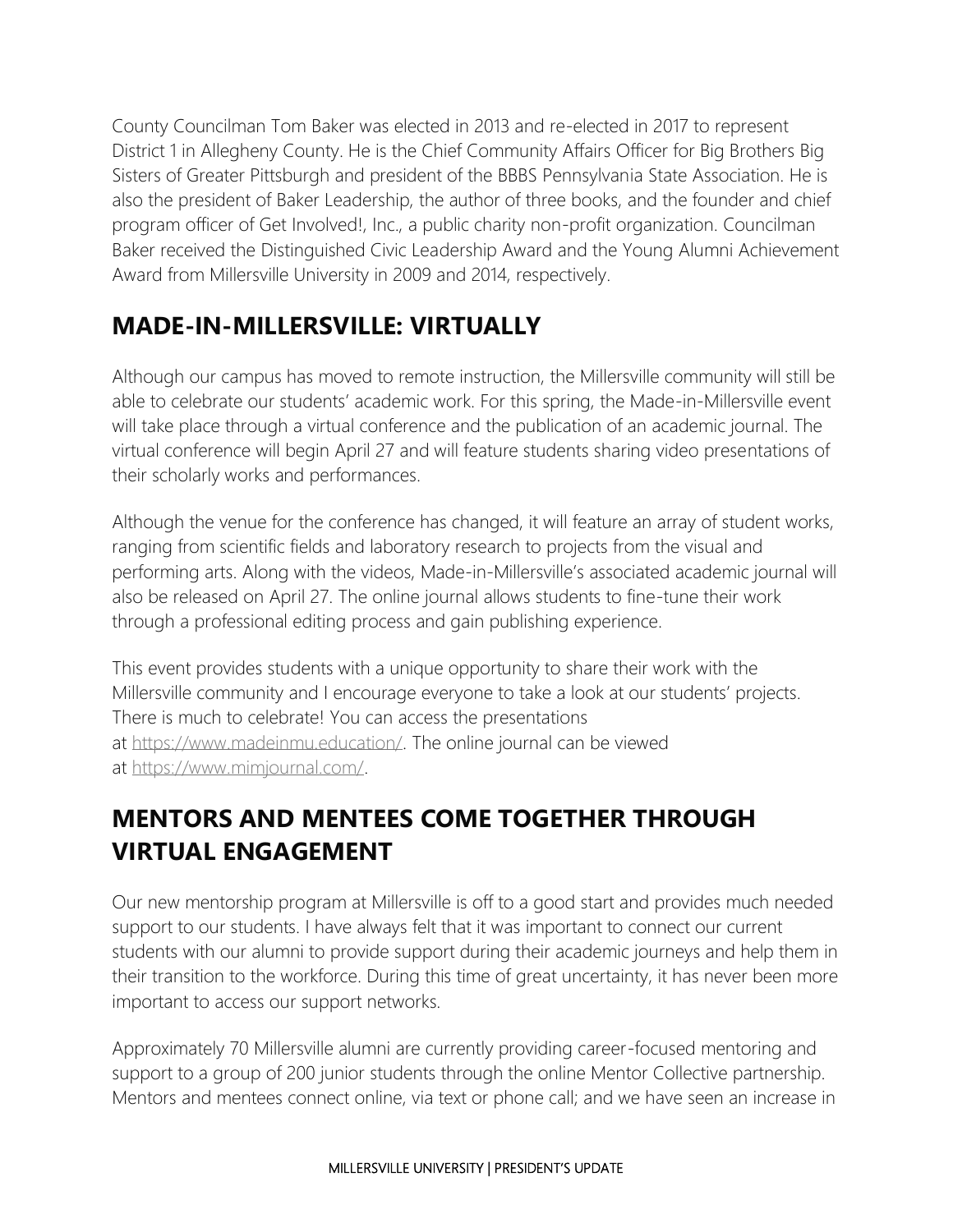County Councilman Tom Baker was elected in 2013 and re-elected in 2017 to represent District 1 in Allegheny County. He is the Chief Community Affairs Officer for Big Brothers Big Sisters of Greater Pittsburgh and president of the BBBS Pennsylvania State Association. He is also the president of Baker Leadership, the author of three books, and the founder and chief program officer of Get Involved!, Inc., a public charity non-profit organization. Councilman Baker received the Distinguished Civic Leadership Award and the Young Alumni Achievement Award from Millersville University in 2009 and 2014, respectively.

## MADE-IN-MILLERSVILLE: VIRTUALLY

Although our campus has moved to remote instruction, the Millersville community will still be able to celebrate our students' academic work. For this spring, the Made-in-Millersville event will take place through a virtual conference and the publication of an academic journal. The virtual conference will begin April 27 and will feature students sharing video presentations of their scholarly works and performances.

Although the venue for the conference has changed, it will feature an array of student works, ranging from scientific fields and laboratory research to projects from the visual and performing arts. Along with the videos, Made-in-Millersville's associated academic journal will also be released on April 27. The online journal allows students to fine-tune their work through a professional editing process and gain publishing experience.

This event provides students with a unique opportunity to share their work with the Millersville community and I encourage everyone to take a look at our students' projects. There is much to celebrate! You can access the presentations at https://www.madeinmu.education/. The online journal can be viewed at https://www.mimjournal.com/.

## MENTORS AND MENTEES COME TOGETHER THROUGH VIRTUAL ENGAGEMENT

Our new mentorship program at Millersville is off to a good start and provides much needed support to our students. I have always felt that it was important to connect our current students with our alumni to provide support during their academic journeys and help them in their transition to the workforce. During this time of great uncertainty, it has never been more important to access our support networks.

Approximately 70 Millersville alumni are currently providing career-focused mentoring and support to a group of 200 junior students through the online Mentor Collective partnership. Mentors and mentees connect online, via text or phone call; and we have seen an increase in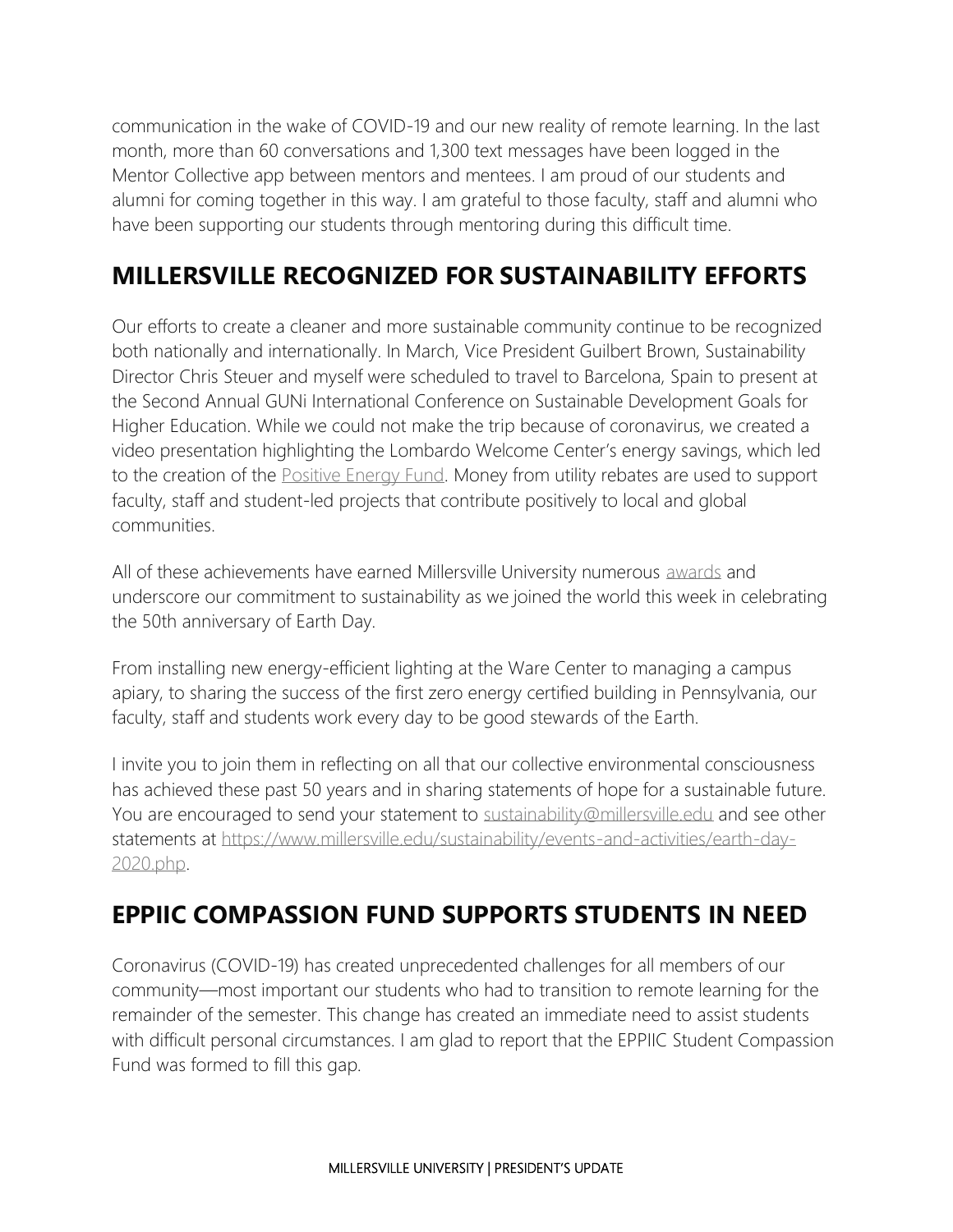communication in the wake of COVID-19 and our new reality of remote learning. In the last month, more than 60 conversations and 1,300 text messages have been logged in the Mentor Collective app between mentors and mentees. I am proud of our students and alumni for coming together in this way. I am grateful to those faculty, staff and alumni who have been supporting our students through mentoring during this difficult time.

## MILLERSVILLE RECOGNIZED FOR SUSTAINABILITY EFFORTS

Our efforts to create a cleaner and more sustainable community continue to be recognized both nationally and internationally. In March, Vice President Guilbert Brown, Sustainability Director Chris Steuer and myself were scheduled to travel to Barcelona, Spain to present at the Second Annual GUNi International Conference on Sustainable Development Goals for Higher Education. While we could not make the trip because of coronavirus, we created a video presentation highlighting the Lombardo Welcome Center's energy savings, which led to the creation of the Positive Energy Fund. Money from utility rebates are used to support faculty, staff and student-led projects that contribute positively to local and global communities.

All of these achievements have earned Millersville University numerous awards and underscore our commitment to sustainability as we joined the world this week in celebrating the 50th anniversary of Earth Day.

From installing new energy-efficient lighting at the Ware Center to managing a campus apiary, to sharing the success of the first zero energy certified building in Pennsylvania, our faculty, staff and students work every day to be good stewards of the Earth.

I invite you to join them in reflecting on all that our collective environmental consciousness has achieved these past 50 years and in sharing statements of hope for a sustainable future. You are encouraged to send your statement to sustainability@millersville.edu and see other statements at https://www.millersville.edu/sustainability/events-and-activities/earth-day-2020.php.

## EPPIIC COMPASSION FUND SUPPORTS STUDENTS IN NEED

Coronavirus (COVID-19) has created unprecedented challenges for all members of our community—most important our students who had to transition to remote learning for the remainder of the semester. This change has created an immediate need to assist students with difficult personal circumstances. I am glad to report that the EPPIIC Student Compassion Fund was formed to fill this gap.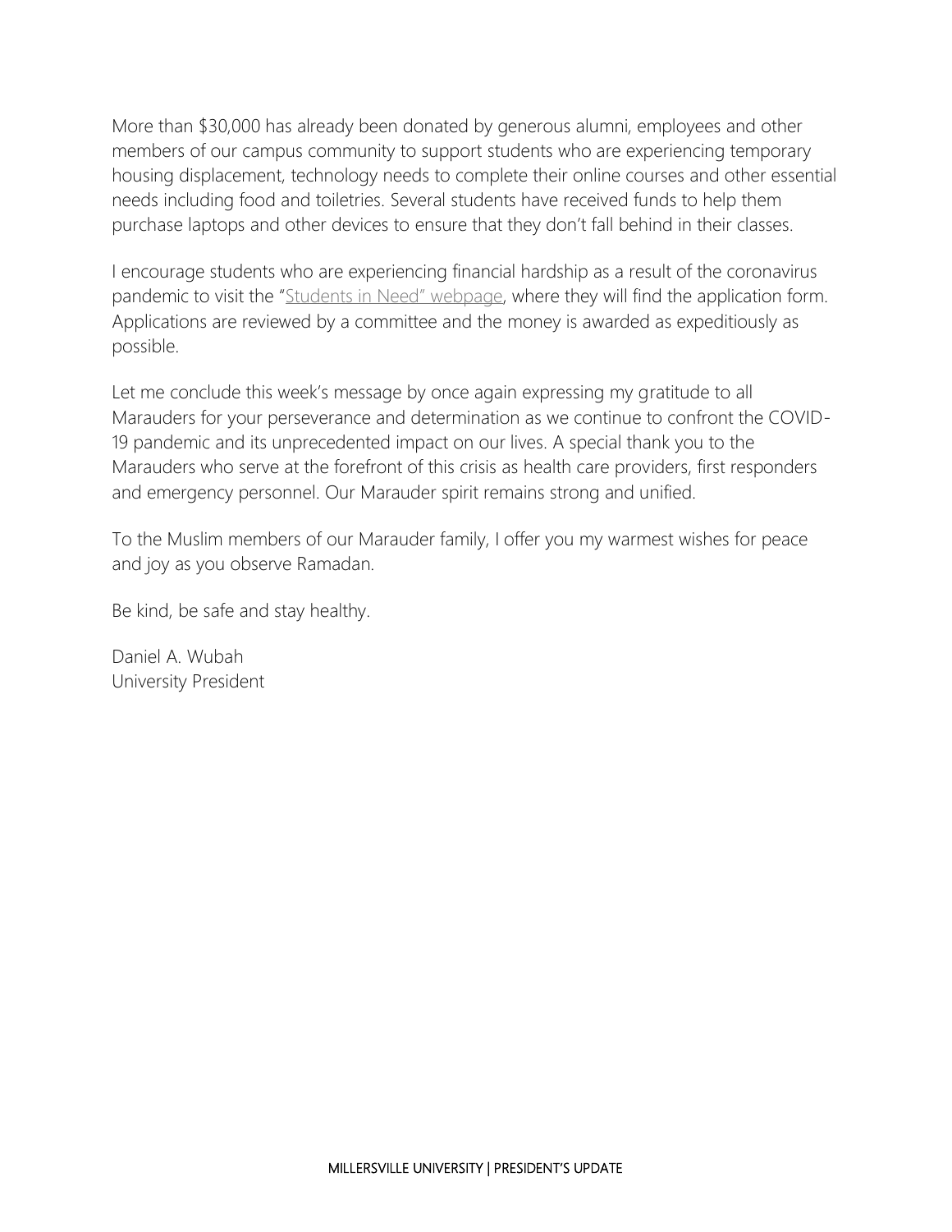More than $30,000 has already been donated by generous alumni, employees and other members of our campus community to support students who are experiencing temporary housing displacement, technology needs to complete their online courses and other essential needs including food and toiletries. Several students have received funds to help them purchase laptops and other devices to ensure that they don't fall behind in their classes.

I encourage students who are experiencing financial hardship as a result of the coronavirus pandemic to visit the "Students in Need" webpage, where they will find the application form. Applications are reviewed by a committee and the money is awarded as expeditiously as possible.

Let me conclude this week's message by once again expressing my gratitude to all Marauders for your perseverance and determination as we continue to confront the COVID-19 pandemic and its unprecedented impact on our lives. A special thank you to the Marauders who serve at the forefront of this crisis as health care providers, first responders and emergency personnel. Our Marauder spirit remains strong and unified.

To the Muslim members of our Marauder family, I offer you my warmest wishes for peace and joy as you observe Ramadan.

Be kind, be safe and stay healthy.

Daniel A. Wubah
University President